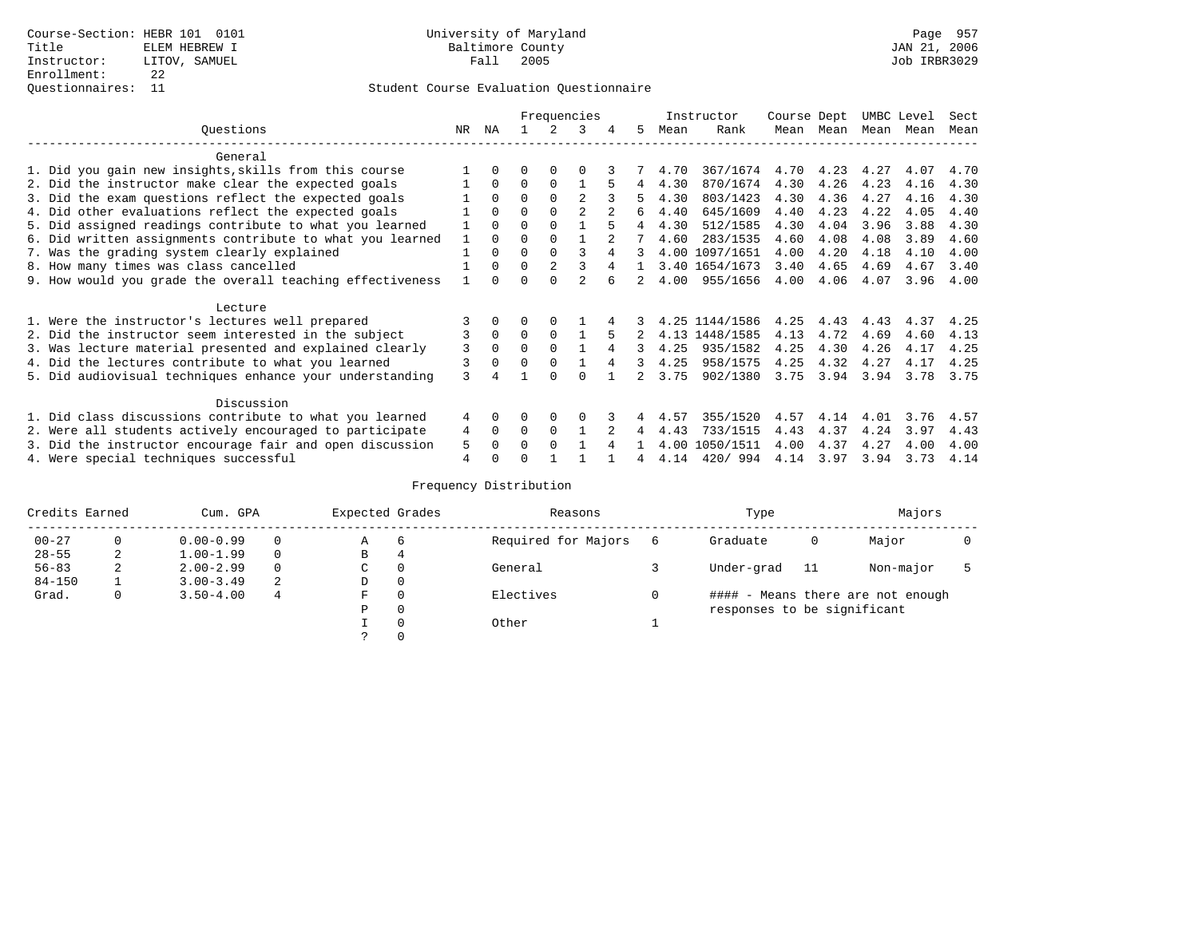Course-Section: HEBR 101 0101
Title: ELEM HEBREW I
Instructor: LITOV, SAMUEL
Enrollment: 22
Questionnaires: 11

University of Maryland
Baltimore County
Fall 2005

Page 957
JAN 21, 2006
Job IRBR3029

## Student Course Evaluation Questionnaire

| Questions | NR | NA | 1 | 2 | 3 | 4 | 5 | Instructor Mean | Instructor Rank | Course Mean | Dept Mean | UMBC Mean | Level Mean | Sect Mean |
|---|---|---|---|---|---|---|---|---|---|---|---|---|---|---|
| **General** | | | | | | | | | | | | | | |
| 1. Did you gain new insights,skills from this course | 1 | 0 | 0 | 0 | 0 | 3 | 7 | 4.70 | 367/1674 | 4.70 | 4.23 | 4.27 | 4.07 | 4.70 |
| 2. Did the instructor make clear the expected goals | 1 | 0 | 0 | 0 | 1 | 5 | 4 | 4.30 | 870/1674 | 4.30 | 4.26 | 4.23 | 4.16 | 4.30 |
| 3. Did the exam questions reflect the expected goals | 1 | 0 | 0 | 0 | 2 | 3 | 5 | 4.30 | 803/1423 | 4.30 | 4.36 | 4.27 | 4.16 | 4.30 |
| 4. Did other evaluations reflect the expected goals | 1 | 0 | 0 | 0 | 2 | 2 | 6 | 4.40 | 645/1609 | 4.40 | 4.23 | 4.22 | 4.05 | 4.40 |
| 5. Did assigned readings contribute to what you learned | 1 | 0 | 0 | 0 | 1 | 5 | 4 | 4.30 | 512/1585 | 4.30 | 4.04 | 3.96 | 3.88 | 4.30 |
| 6. Did written assignments contribute to what you learned | 1 | 0 | 0 | 0 | 1 | 2 | 7 | 4.60 | 283/1535 | 4.60 | 4.08 | 4.08 | 3.89 | 4.60 |
| 7. Was the grading system clearly explained | 1 | 0 | 0 | 0 | 3 | 4 | 3 | 4.00 | 1097/1651 | 4.00 | 4.20 | 4.18 | 4.10 | 4.00 |
| 8. How many times was class cancelled | 1 | 0 | 0 | 2 | 3 | 4 | 1 | 3.40 | 1654/1673 | 3.40 | 4.65 | 4.69 | 4.67 | 3.40 |
| 9. How would you grade the overall teaching effectiveness | 1 | 0 | 0 | 0 | 2 | 6 | 2 | 4.00 | 955/1656 | 4.00 | 4.06 | 4.07 | 3.96 | 4.00 |
| **Lecture** | | | | | | | | | | | | | | |
| 1. Were the instructor's lectures well prepared | 3 | 0 | 0 | 0 | 1 | 4 | 3 | 4.25 | 1144/1586 | 4.25 | 4.43 | 4.43 | 4.37 | 4.25 |
| 2. Did the instructor seem interested in the subject | 3 | 0 | 0 | 0 | 1 | 5 | 2 | 4.13 | 1448/1585 | 4.13 | 4.72 | 4.69 | 4.60 | 4.13 |
| 3. Was lecture material presented and explained clearly | 3 | 0 | 0 | 0 | 1 | 4 | 3 | 4.25 | 935/1582 | 4.25 | 4.30 | 4.26 | 4.17 | 4.25 |
| 4. Did the lectures contribute to what you learned | 3 | 0 | 0 | 0 | 1 | 4 | 3 | 4.25 | 958/1575 | 4.25 | 4.32 | 4.27 | 4.17 | 4.25 |
| 5. Did audiovisual techniques enhance your understanding | 3 | 4 | 1 | 0 | 0 | 1 | 2 | 3.75 | 902/1380 | 3.75 | 3.94 | 3.94 | 3.78 | 3.75 |
| **Discussion** | | | | | | | | | | | | | | |
| 1. Did class discussions contribute to what you learned | 4 | 0 | 0 | 0 | 0 | 3 | 4 | 4.57 | 355/1520 | 4.57 | 4.14 | 4.01 | 3.76 | 4.57 |
| 2. Were all students actively encouraged to participate | 4 | 0 | 0 | 0 | 1 | 2 | 4 | 4.43 | 733/1515 | 4.43 | 4.37 | 4.24 | 3.97 | 4.43 |
| 3. Did the instructor encourage fair and open discussion | 5 | 0 | 0 | 0 | 1 | 4 | 1 | 4.00 | 1050/1511 | 4.00 | 4.37 | 4.27 | 4.00 | 4.00 |
| 4. Were special techniques successful | 4 | 0 | 0 | 1 | 1 | 1 | 4 | 4.14 | 420/ 994 | 4.14 | 3.97 | 3.94 | 3.73 | 4.14 |

## Frequency Distribution

| Credits Earned | | Cum. GPA | | Expected Grades | | Reasons | | Type | | Majors | |
|---|---|---|---|---|---|---|---|---|---|---|---|
| 00-27 | 0 | 0.00-0.99 | 0 | A | 6 | Required for Majors | 6 | Graduate | 0 | Major | 0 |
| 28-55 | 2 | 1.00-1.99 | 0 | B | 4 | | | | | | |
| 56-83 | 2 | 2.00-2.99 | 0 | C | 0 | General | 3 | Under-grad | 11 | Non-major | 5 |
| 84-150 | 1 | 3.00-3.49 | 2 | D | 0 | | | | | | |
| Grad. | 0 | 3.50-4.00 | 4 | F | 0 | Electives | 0 | #### - Means there are not enough responses to be significant | | | |
| | | | | P | 0 | | | | | | |
| | | | | I | 0 | Other | 1 | | | | |
| | | | | ? | 0 | | | | | | |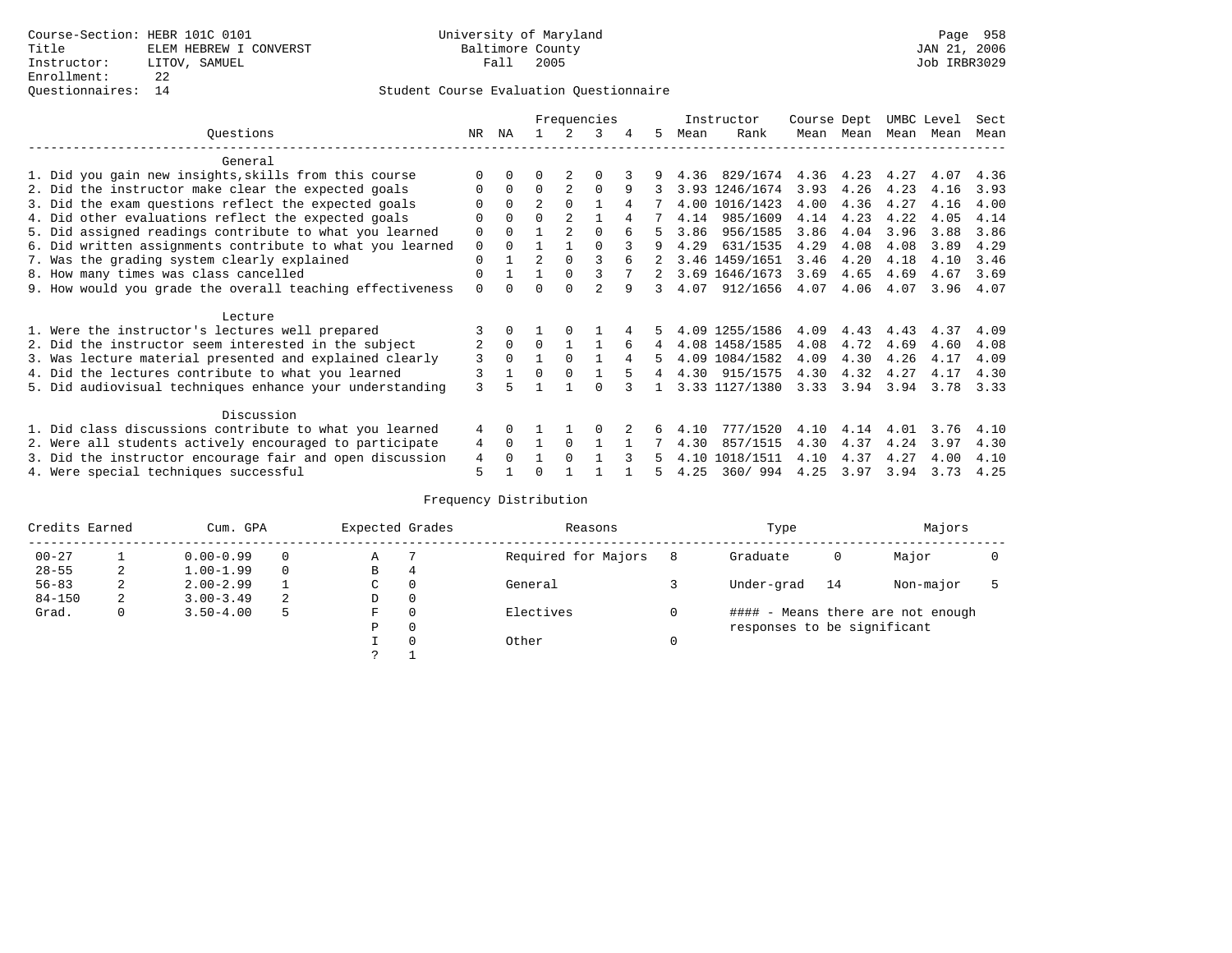Course-Section: HEBR 101C 0101
Title: ELEM HEBREW I CONVERST
Instructor: LITOV, SAMUEL
Enrollment: 22
Questionnaires: 14

University of Maryland
Baltimore County
Fall 2005

Page 958
JAN 21, 2006
Job IRBR3029

## Student Course Evaluation Questionnaire

| Questions | NR | NA | 1 | 2 | 3 | 4 | 5 | Instructor Mean | Instructor Rank | Course Mean | Dept Mean | UMBC Mean | Level Mean | Sect Mean |
|---|---|---|---|---|---|---|---|---|---|---|---|---|---|---|
| **General** | | | | | | | | | | | | | | |
| 1. Did you gain new insights,skills from this course | 0 | 0 | 0 | 2 | 0 | 3 | 9 | 4.36 | 829/1674 | 4.36 | 4.23 | 4.27 | 4.07 | 4.36 |
| 2. Did the instructor make clear the expected goals | 0 | 0 | 0 | 2 | 0 | 9 | 3 | 3.93 | 1246/1674 | 3.93 | 4.26 | 4.23 | 4.16 | 3.93 |
| 3. Did the exam questions reflect the expected goals | 0 | 0 | 2 | 0 | 1 | 4 | 7 | 4.00 | 1016/1423 | 4.00 | 4.36 | 4.27 | 4.16 | 4.00 |
| 4. Did other evaluations reflect the expected goals | 0 | 0 | 0 | 2 | 1 | 4 | 7 | 4.14 | 985/1609 | 4.14 | 4.23 | 4.22 | 4.05 | 4.14 |
| 5. Did assigned readings contribute to what you learned | 0 | 0 | 1 | 2 | 0 | 6 | 5 | 3.86 | 956/1585 | 3.86 | 4.04 | 3.96 | 3.88 | 3.86 |
| 6. Did written assignments contribute to what you learned | 0 | 0 | 1 | 1 | 0 | 3 | 9 | 4.29 | 631/1535 | 4.29 | 4.08 | 4.08 | 3.89 | 4.29 |
| 7. Was the grading system clearly explained | 0 | 1 | 2 | 0 | 3 | 6 | 2 | 3.46 | 1459/1651 | 3.46 | 4.20 | 4.18 | 4.10 | 3.46 |
| 8. How many times was class cancelled | 0 | 1 | 1 | 0 | 3 | 7 | 2 | 3.69 | 1646/1673 | 3.69 | 4.65 | 4.69 | 4.67 | 3.69 |
| 9. How would you grade the overall teaching effectiveness | 0 | 0 | 0 | 0 | 2 | 9 | 3 | 4.07 | 912/1656 | 4.07 | 4.06 | 4.07 | 3.96 | 4.07 |
| **Lecture** | | | | | | | | | | | | | | |
| 1. Were the instructor's lectures well prepared | 3 | 0 | 1 | 0 | 1 | 4 | 5 | 4.09 | 1255/1586 | 4.09 | 4.43 | 4.43 | 4.37 | 4.09 |
| 2. Did the instructor seem interested in the subject | 2 | 0 | 0 | 1 | 1 | 6 | 4 | 4.08 | 1458/1585 | 4.08 | 4.72 | 4.69 | 4.60 | 4.08 |
| 3. Was lecture material presented and explained clearly | 3 | 0 | 1 | 0 | 1 | 4 | 5 | 4.09 | 1084/1582 | 4.09 | 4.30 | 4.26 | 4.17 | 4.09 |
| 4. Did the lectures contribute to what you learned | 3 | 1 | 0 | 0 | 1 | 5 | 4 | 4.30 | 915/1575 | 4.30 | 4.32 | 4.27 | 4.17 | 4.30 |
| 5. Did audiovisual techniques enhance your understanding | 3 | 5 | 1 | 1 | 0 | 3 | 1 | 3.33 | 1127/1380 | 3.33 | 3.94 | 3.94 | 3.78 | 3.33 |
| **Discussion** | | | | | | | | | | | | | | |
| 1. Did class discussions contribute to what you learned | 4 | 0 | 1 | 1 | 0 | 2 | 6 | 4.10 | 777/1520 | 4.10 | 4.14 | 4.01 | 3.76 | 4.10 |
| 2. Were all students actively encouraged to participate | 4 | 0 | 1 | 0 | 1 | 1 | 7 | 4.30 | 857/1515 | 4.30 | 4.37 | 4.24 | 3.97 | 4.30 |
| 3. Did the instructor encourage fair and open discussion | 4 | 0 | 1 | 0 | 1 | 3 | 5 | 4.10 | 1018/1511 | 4.10 | 4.37 | 4.27 | 4.00 | 4.10 |
| 4. Were special techniques successful | 5 | 1 | 0 | 1 | 1 | 1 | 5 | 4.25 | 360/ 994 | 4.25 | 3.97 | 3.94 | 3.73 | 4.25 |

## Frequency Distribution

| Credits Earned | | Cum. GPA | | Expected Grades | | Reasons | | Type | | Majors | |
|---|---|---|---|---|---|---|---|---|---|---|---|
| 00-27 | 1 | 0.00-0.99 | 0 | A | 7 | Required for Majors | 8 | Graduate | 0 | Major | 0 |
| 28-55 | 2 | 1.00-1.99 | 0 | B | 4 | | | | | | |
| 56-83 | 2 | 2.00-2.99 | 1 | C | 0 | General | 3 | Under-grad | 14 | Non-major | 5 |
| 84-150 | 2 | 3.00-3.49 | 2 | D | 0 | | | | | | |
| Grad. | 0 | 3.50-4.00 | 5 | F | 0 | Electives | 0 | | | | |
| | | | | P | 0 | | | | | | |
| | | | | I | 0 | Other | 0 | | | | |
| | | | | ? | 1 | | | | | | |

#### - Means there are not enough responses to be significant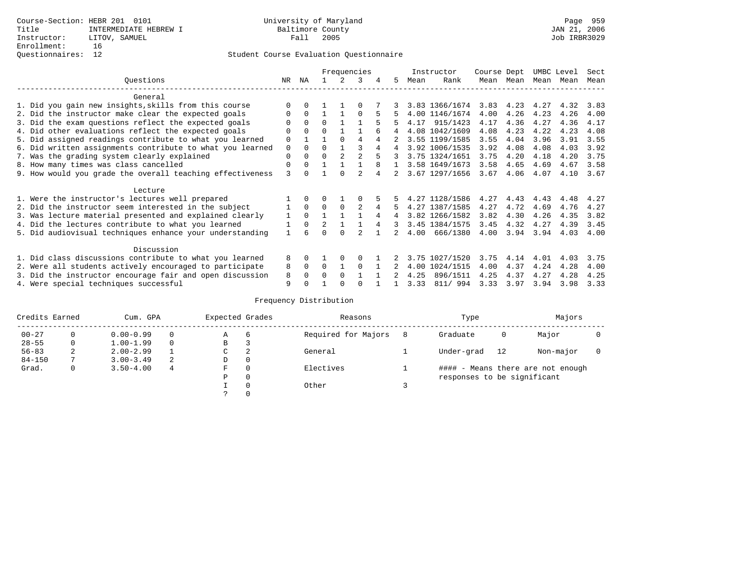Course-Section: HEBR 201 0101
Title: INTERMEDIATE HEBREW I
Instructor: LITOV, SAMUEL
Enrollment: 16
Questionnaires: 12

University of Maryland
Baltimore County
Fall 2005

JAN 21, 2006
Job IRBR3029

## Student Course Evaluation Questionnaire

| Questions | NR | NA | 1 | 2 | 3 | 4 | 5 | Instructor Mean | Instructor Rank | Course Mean | Dept Mean | UMBC Mean | Level Mean | Sect Mean |
|---|---|---|---|---|---|---|---|---|---|---|---|---|---|---|
| **General** | | | | | | | | | | | | | | |
| 1. Did you gain new insights,skills from this course | 0 | 0 | 1 | 1 | 0 | 7 | 3 | 3.83 | 1366/1674 | 3.83 | 4.23 | 4.27 | 4.32 | 3.83 |
| 2. Did the instructor make clear the expected goals | 0 | 0 | 1 | 1 | 0 | 5 | 5 | 4.00 | 1146/1674 | 4.00 | 4.26 | 4.23 | 4.26 | 4.00 |
| 3. Did the exam questions reflect the expected goals | 0 | 0 | 0 | 1 | 1 | 5 | 5 | 4.17 | 915/1423 | 4.17 | 4.36 | 4.27 | 4.36 | 4.17 |
| 4. Did other evaluations reflect the expected goals | 0 | 0 | 0 | 1 | 1 | 6 | 4 | 4.08 | 1042/1609 | 4.08 | 4.23 | 4.22 | 4.23 | 4.08 |
| 5. Did assigned readings contribute to what you learned | 0 | 1 | 1 | 0 | 4 | 4 | 2 | 3.55 | 1199/1585 | 3.55 | 4.04 | 3.96 | 3.91 | 3.55 |
| 6. Did written assignments contribute to what you learned | 0 | 0 | 0 | 1 | 3 | 4 | 4 | 3.92 | 1006/1535 | 3.92 | 4.08 | 4.08 | 4.03 | 3.92 |
| 7. Was the grading system clearly explained | 0 | 0 | 0 | 2 | 2 | 5 | 3 | 3.75 | 1324/1651 | 3.75 | 4.20 | 4.18 | 4.20 | 3.75 |
| 8. How many times was class cancelled | 0 | 0 | 1 | 1 | 1 | 8 | 1 | 3.58 | 1649/1673 | 3.58 | 4.65 | 4.69 | 4.67 | 3.58 |
| 9. How would you grade the overall teaching effectiveness | 3 | 0 | 1 | 0 | 2 | 4 | 2 | 3.67 | 1297/1656 | 3.67 | 4.06 | 4.07 | 4.10 | 3.67 |
| **Lecture** | | | | | | | | | | | | | | |
| 1. Were the instructor's lectures well prepared | 1 | 0 | 0 | 1 | 0 | 5 | 5 | 4.27 | 1128/1586 | 4.27 | 4.43 | 4.43 | 4.48 | 4.27 |
| 2. Did the instructor seem interested in the subject | 1 | 0 | 0 | 0 | 2 | 4 | 5 | 4.27 | 1387/1585 | 4.27 | 4.72 | 4.69 | 4.76 | 4.27 |
| 3. Was lecture material presented and explained clearly | 1 | 0 | 1 | 1 | 1 | 4 | 4 | 3.82 | 1266/1582 | 3.82 | 4.30 | 4.26 | 4.35 | 3.82 |
| 4. Did the lectures contribute to what you learned | 1 | 0 | 2 | 1 | 1 | 4 | 3 | 3.45 | 1384/1575 | 3.45 | 4.32 | 4.27 | 4.39 | 3.45 |
| 5. Did audiovisual techniques enhance your understanding | 1 | 6 | 0 | 0 | 2 | 1 | 2 | 4.00 | 666/1380 | 4.00 | 3.94 | 3.94 | 4.03 | 4.00 |
| **Discussion** | | | | | | | | | | | | | | |
| 1. Did class discussions contribute to what you learned | 8 | 0 | 1 | 0 | 0 | 1 | 2 | 3.75 | 1027/1520 | 3.75 | 4.14 | 4.01 | 4.03 | 3.75 |
| 2. Were all students actively encouraged to participate | 8 | 0 | 0 | 1 | 0 | 1 | 2 | 4.00 | 1024/1515 | 4.00 | 4.37 | 4.24 | 4.28 | 4.00 |
| 3. Did the instructor encourage fair and open discussion | 8 | 0 | 0 | 0 | 1 | 1 | 2 | 4.25 | 896/1511 | 4.25 | 4.37 | 4.27 | 4.28 | 4.25 |
| 4. Were special techniques successful | 9 | 0 | 1 | 0 | 0 | 1 | 1 | 3.33 | 811/ 994 | 3.33 | 3.97 | 3.94 | 3.98 | 3.33 |

## Frequency Distribution

| Credits Earned | | Cum. GPA | | Expected Grades | | Reasons | | Type | | Majors | |
|---|---|---|---|---|---|---|---|---|---|---|---|
| 00-27 | 0 | 0.00-0.99 | 0 | A | 6 | Required for Majors | 8 | Graduate | 0 | Major | 0 |
| 28-55 | 0 | 1.00-1.99 | 0 | B | 3 | | | | | | |
| 56-83 | 2 | 2.00-2.99 | 1 | C | 2 | General | 1 | Under-grad | 12 | Non-major | 0 |
| 84-150 | 7 | 3.00-3.49 | 2 | D | 0 | | | | | | |
| Grad. | 0 | 3.50-4.00 | 4 | F | 0 | Electives | 1 | #### - Means there are not enough responses to be significant | | | |
| | | | | P | 0 | | | | | | |
| | | | | I | 0 | Other | 3 | | | | |
| | | | | ? | 0 | | | | | | |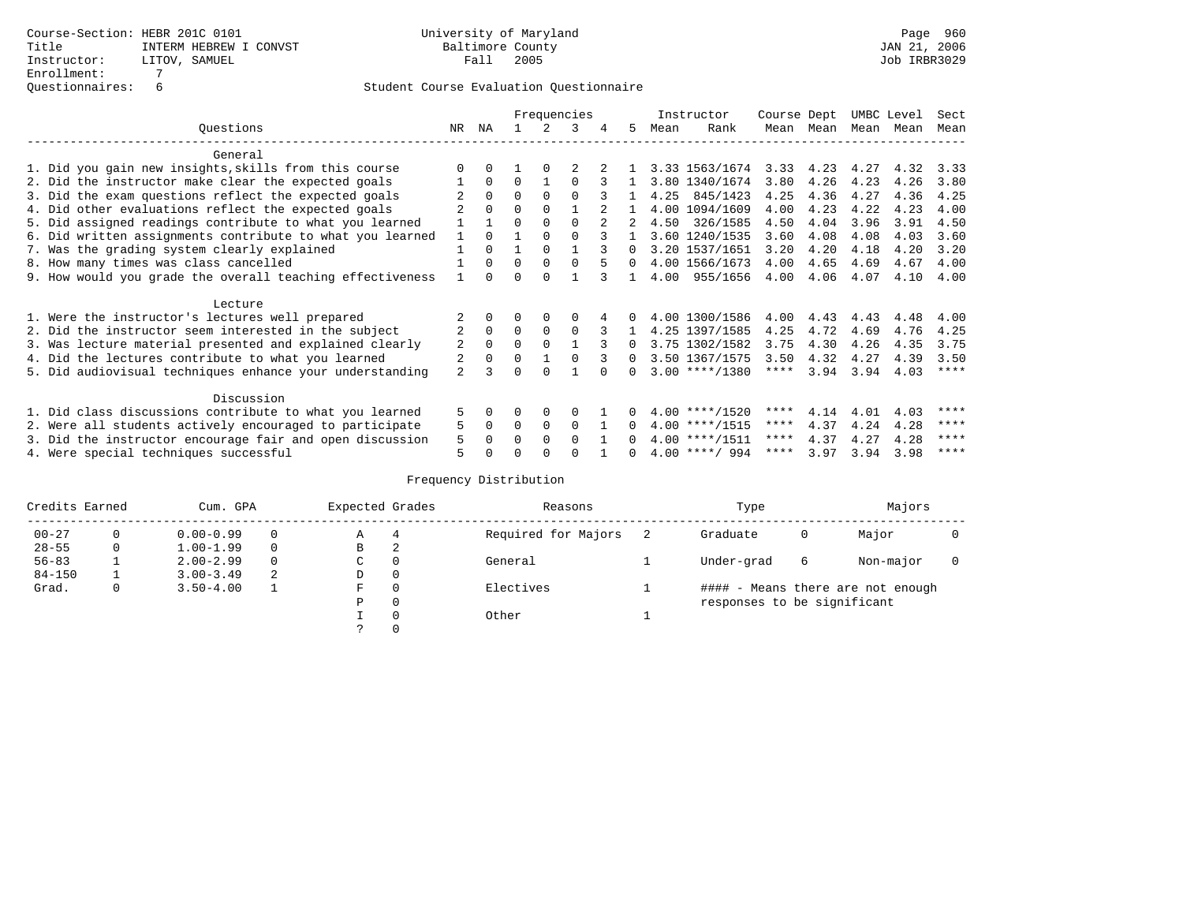Course-Section: HEBR 201C 0101
Title: INTERM HEBREW I CONVST
Instructor: LITOV, SAMUEL
Enrollment: 7
Questionnaires: 6

University of Maryland
Baltimore County
Fall 2005

Page 960
JAN 21, 2006
Job IRBR3029

## Student Course Evaluation Questionnaire

| Questions | NR | NA | 1 | 2 | 3 | 4 | 5 | Instructor Mean | Instructor Rank | Course Mean | Dept Mean | UMBC Mean | Level Mean | Sect Mean |
|---|---|---|---|---|---|---|---|---|---|---|---|---|---|---|
| **General** | | | | | | | | | | | | | | |
| 1. Did you gain new insights,skills from this course | 0 | 0 | 1 | 0 | 2 | 2 | 1 | 3.33 | 1563/1674 | 3.33 | 4.23 | 4.27 | 4.32 | 3.33 |
| 2. Did the instructor make clear the expected goals | 1 | 0 | 0 | 1 | 0 | 3 | 1 | 3.80 | 1340/1674 | 3.80 | 4.26 | 4.23 | 4.26 | 3.80 |
| 3. Did the exam questions reflect the expected goals | 2 | 0 | 0 | 0 | 0 | 3 | 1 | 4.25 | 845/1423 | 4.25 | 4.36 | 4.27 | 4.36 | 4.25 |
| 4. Did other evaluations reflect the expected goals | 2 | 0 | 0 | 0 | 1 | 2 | 1 | 4.00 | 1094/1609 | 4.00 | 4.23 | 4.22 | 4.23 | 4.00 |
| 5. Did assigned readings contribute to what you learned | 1 | 1 | 0 | 0 | 0 | 2 | 2 | 4.50 | 326/1585 | 4.50 | 4.04 | 3.96 | 3.91 | 4.50 |
| 6. Did written assignments contribute to what you learned | 1 | 0 | 1 | 0 | 0 | 3 | 1 | 3.60 | 1240/1535 | 3.60 | 4.08 | 4.08 | 4.03 | 3.60 |
| 7. Was the grading system clearly explained | 1 | 0 | 1 | 0 | 1 | 3 | 0 | 3.20 | 1537/1651 | 3.20 | 4.20 | 4.18 | 4.20 | 3.20 |
| 8. How many times was class cancelled | 1 | 0 | 0 | 0 | 0 | 5 | 0 | 4.00 | 1566/1673 | 4.00 | 4.65 | 4.69 | 4.67 | 4.00 |
| 9. How would you grade the overall teaching effectiveness | 1 | 0 | 0 | 0 | 1 | 3 | 1 | 4.00 | 955/1656 | 4.00 | 4.06 | 4.07 | 4.10 | 4.00 |
| **Lecture** | | | | | | | | | | | | | | |
| 1. Were the instructor's lectures well prepared | 2 | 0 | 0 | 0 | 0 | 4 | 0 | 4.00 | 1300/1586 | 4.00 | 4.43 | 4.43 | 4.48 | 4.00 |
| 2. Did the instructor seem interested in the subject | 2 | 0 | 0 | 0 | 0 | 3 | 1 | 4.25 | 1397/1585 | 4.25 | 4.72 | 4.69 | 4.76 | 4.25 |
| 3. Was lecture material presented and explained clearly | 2 | 0 | 0 | 0 | 1 | 3 | 0 | 3.75 | 1302/1582 | 3.75 | 4.30 | 4.26 | 4.35 | 3.75 |
| 4. Did the lectures contribute to what you learned | 2 | 0 | 0 | 1 | 0 | 3 | 0 | 3.50 | 1367/1575 | 3.50 | 4.32 | 4.27 | 4.39 | 3.50 |
| 5. Did audiovisual techniques enhance your understanding | 2 | 3 | 0 | 0 | 1 | 0 | 0 | 3.00 | ****/1380 | **** | 3.94 | 3.94 | 4.03 | **** |
| **Discussion** | | | | | | | | | | | | | | |
| 1. Did class discussions contribute to what you learned | 5 | 0 | 0 | 0 | 0 | 1 | 0 | 4.00 | ****/1520 | **** | 4.14 | 4.01 | 4.03 | **** |
| 2. Were all students actively encouraged to participate | 5 | 0 | 0 | 0 | 0 | 1 | 0 | 4.00 | ****/1515 | **** | 4.37 | 4.24 | 4.28 | **** |
| 3. Did the instructor encourage fair and open discussion | 5 | 0 | 0 | 0 | 0 | 1 | 0 | 4.00 | ****/1511 | **** | 4.37 | 4.27 | 4.28 | **** |
| 4. Were special techniques successful | 5 | 0 | 0 | 0 | 0 | 1 | 0 | 4.00 | ****/ 994 | **** | 3.97 | 3.94 | 3.98 | **** |

## Frequency Distribution

| Credits Earned | | Cum. GPA | | Expected Grades | | Reasons | | Type | | Majors | |
|---|---|---|---|---|---|---|---|---|---|---|---|
| 00-27 | 0 | 0.00-0.99 | 0 | A | 4 | Required for Majors | 2 | Graduate | 0 | Major | 0 |
| 28-55 | 0 | 1.00-1.99 | 0 | B | 2 | | | | | | |
| 56-83 | 1 | 2.00-2.99 | 0 | C | 0 | General | 1 | Under-grad | 6 | Non-major | 0 |
| 84-150 | 1 | 3.00-3.49 | 2 | D | 0 | | | | | | |
| Grad. | 0 | 3.50-4.00 | 1 | F | 0 | Electives | 1 | | | | |
| | | | | P | 0 | | | | | | |
| | | | | I | 0 | Other | 1 | | | | |
| | | | | ? | 0 | | | | | | |

#### - Means there are not enough responses to be significant